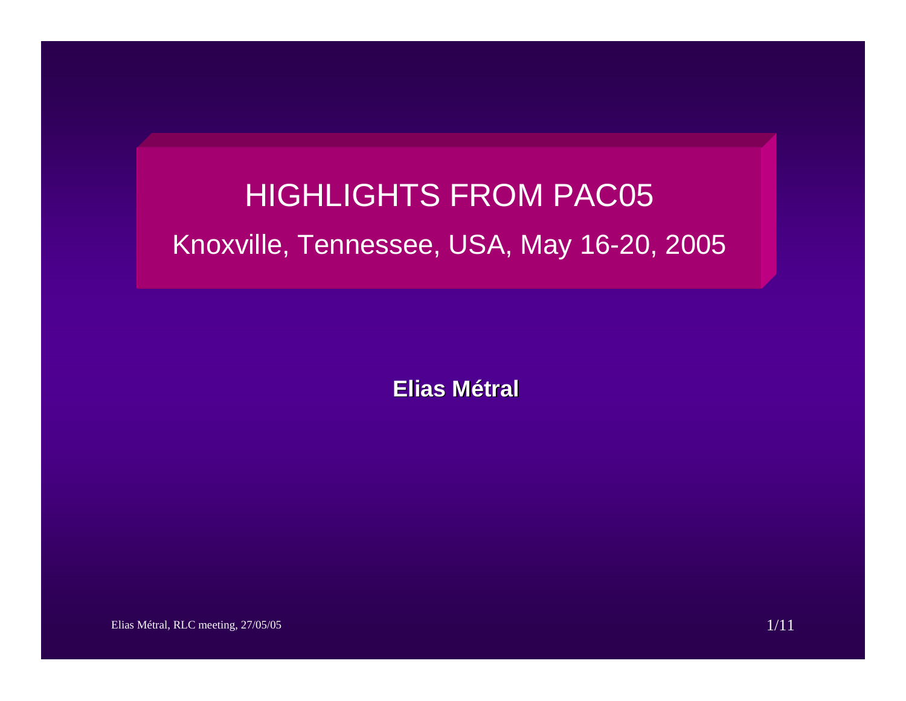# HIGHLIGHTS FROM PAC05

## Knoxville, Tennessee, USA, May 16-20, 2005

**Elias Métral**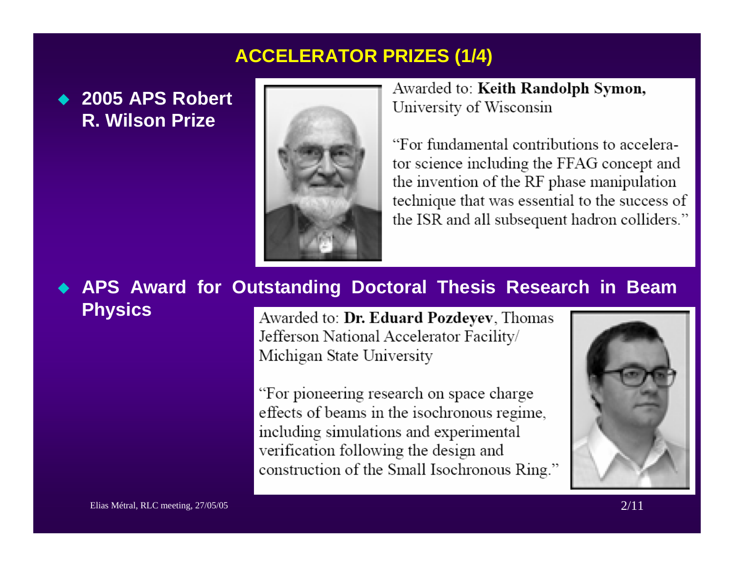# ACCELERATOR PRIZES (1/4)

- **2005 APS Robert R. Wilson Prize**

Awarded to: **Keith Randolph Symon,** University of Wisconsin

"For fundamental contributions to accelerator science including the FFAG concept and the invention of the RF phase manipulation technique that was essential to the success of the ISR and all subsequent hadron colliders."

- **APS Award for Outstanding Doctoral Thesis Research in Beam Physics**

Awarded to: **Dr. Eduard Pozdeyev**, Thomas Jefferson National Accelerator Facility/ Michigan State University

"For pioneering research on space charge effects of beams in the isochronous regime, including simulations and experimental verification following the design and construction of the Small Isochronous Ring."

Elias Métral, RLC meeting, 27/05/05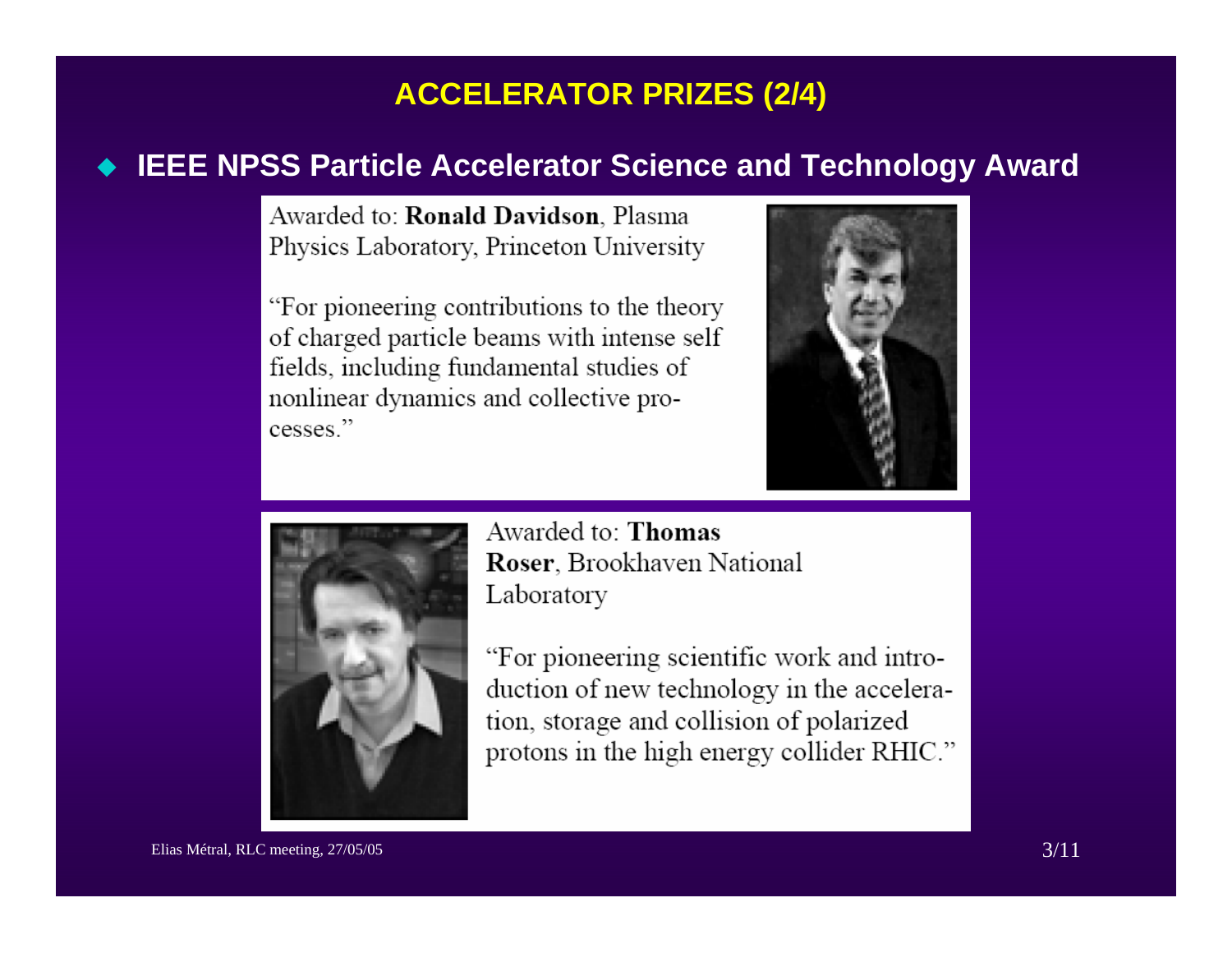## ACCELERATOR PRIZES (2/4)

- **IEEE NPSS Particle Accelerator Science and Technology Award**

Awarded to: **Ronald Davidson**, Plasma Physics Laboratory, Princeton University

"For pioneering contributions to the theory of charged particle beams with intense self fields, including fundamental studies of nonlinear dynamics and collective processes."

Awarded to: **Thomas Roser**, Brookhaven National Laboratory

"For pioneering scientific work and introduction of new technology in the acceleration, storage and collision of polarized protons in the high energy collider RHIC."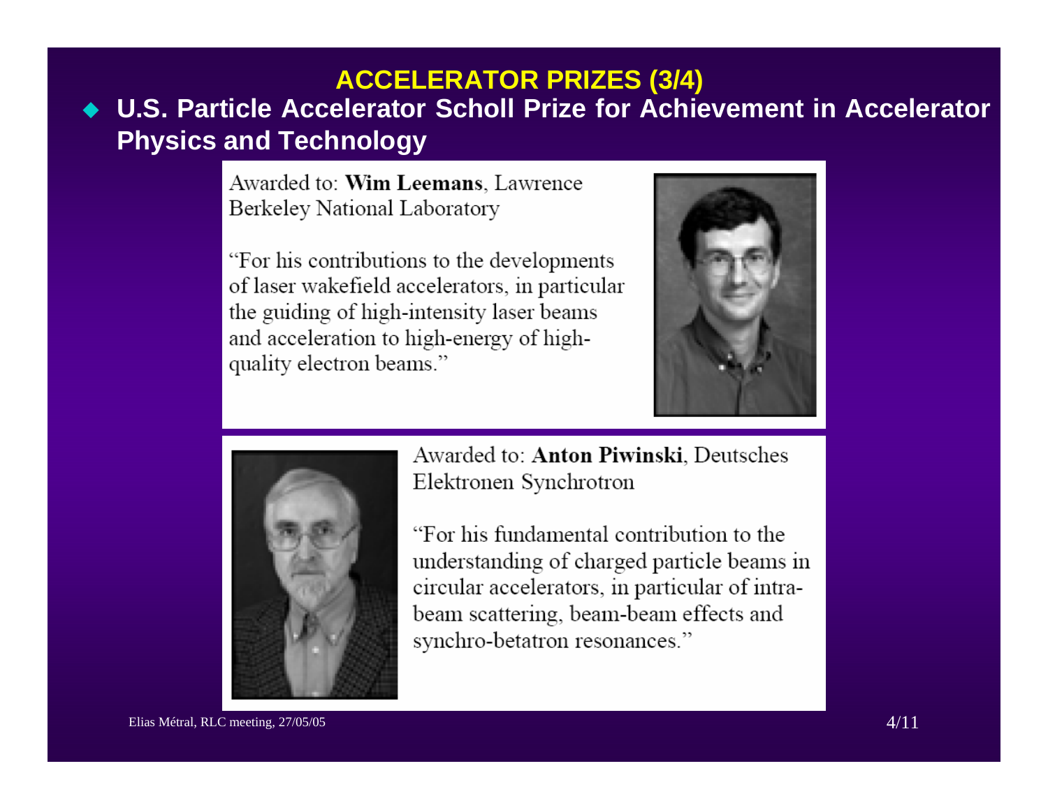# ACCELERATOR PRIZES (3/4)

- **U.S. Particle Accelerator Scholl Prize for Achievement in Accelerator Physics and Technology**

Awarded to: **Wim Leemans**, Lawrence Berkeley National Laboratory

"For his contributions to the developments of laser wakefield accelerators, in particular the guiding of high-intensity laser beams and acceleration to high-energy of high-quality electron beams."

Awarded to: **Anton Piwinski**, Deutsches Elektronen Synchrotron

"For his fundamental contribution to the understanding of charged particle beams in circular accelerators, in particular of intra-beam scattering, beam-beam effects and synchro-betatron resonances."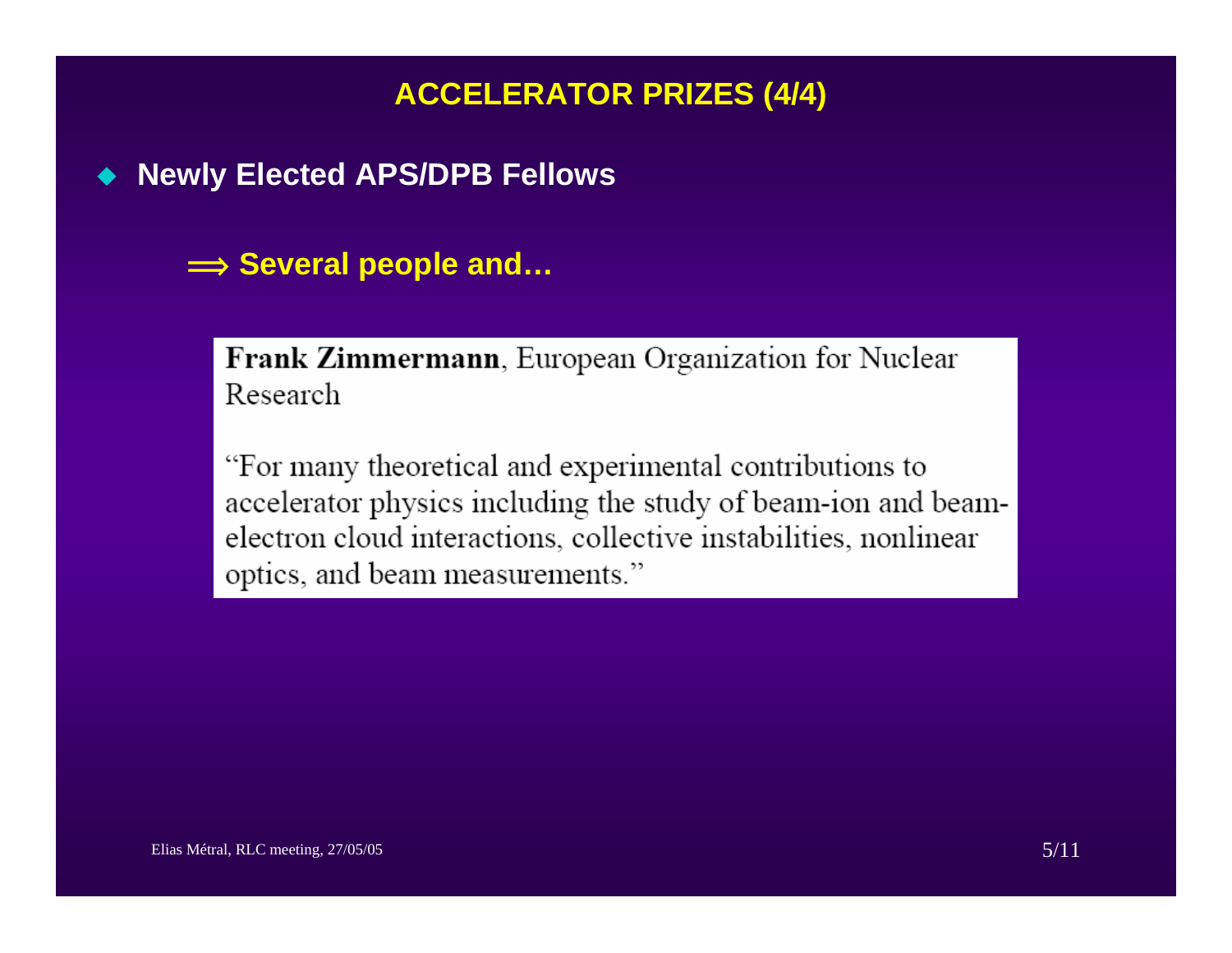# ACCELERATOR PRIZES (4/4)

- **Newly Elected APS/DPB Fellows**

  ⟹ **Several people and…**

**Frank Zimmermann**, European Organization for Nuclear Research

"For many theoretical and experimental contributions to accelerator physics including the study of beam-ion and beam-electron cloud interactions, collective instabilities, nonlinear optics, and beam measurements."

Elias Métral, RLC meeting, 27/05/05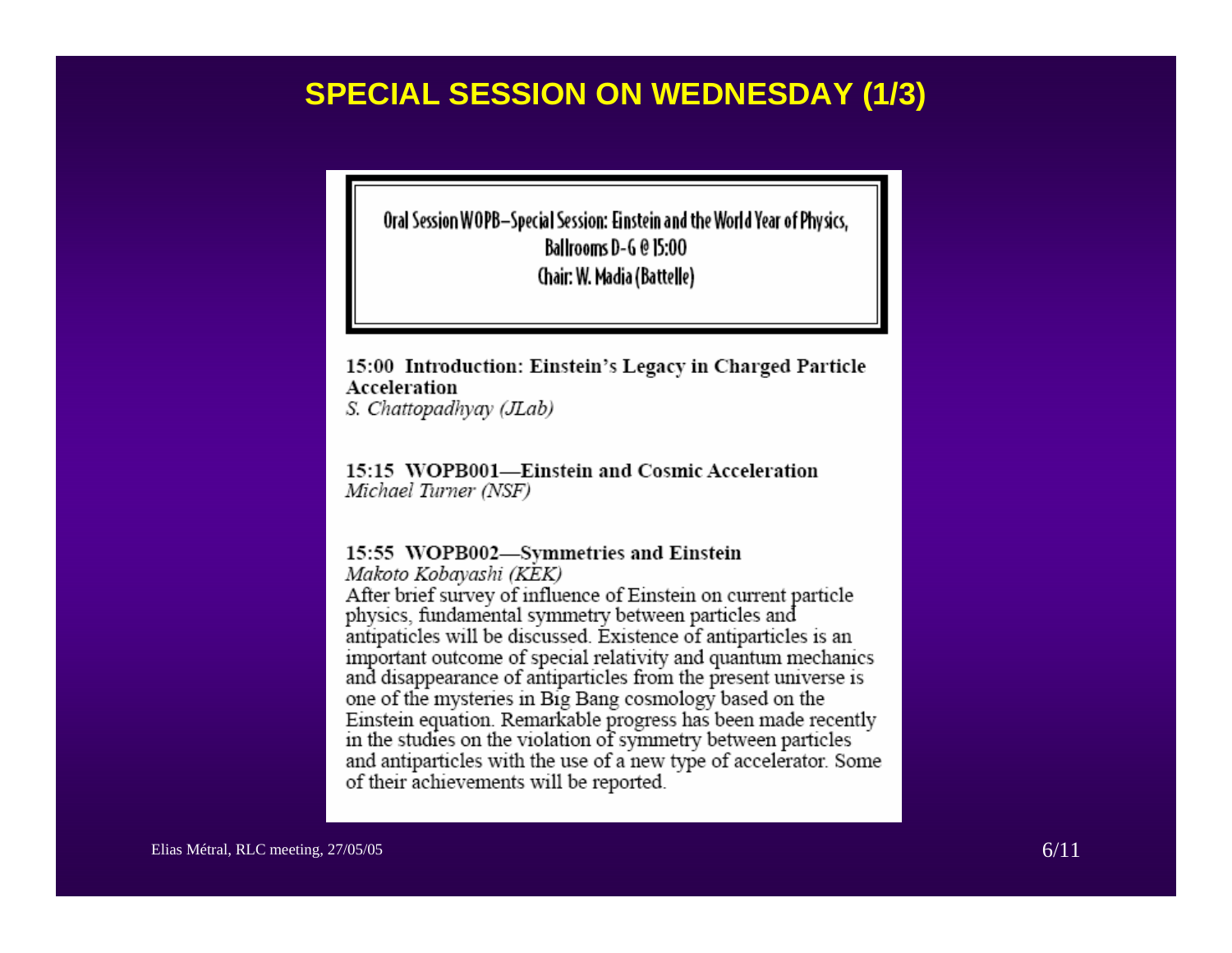# SPECIAL SESSION ON WEDNESDAY (1/3)

**Oral Session WOPB—Special Session: Einstein and the World Year of Physics, Ballrooms D-G @ 15:00**
**Chair: W. Madia (Battelle)**

**15:00 Introduction: Einstein's Legacy in Charged Particle Acceleration**
*S. Chattopadhyay (JLab)*

**15:15 WOPB001—Einstein and Cosmic Acceleration**
*Michael Turner (NSF)*

**15:55 WOPB002—Symmetries and Einstein**
*Makoto Kobayashi (KEK)*
After brief survey of influence of Einstein on current particle physics, fundamental symmetry between particles and antipaticles will be discussed. Existence of antiparticles is an important outcome of special relativity and quantum mechanics and disappearance of antiparticles from the present universe is one of the mysteries in Big Bang cosmology based on the Einstein equation. Remarkable progress has been made recently in the studies on the violation of symmetry between particles and antiparticles with the use of a new type of accelerator. Some of their achievements will be reported.

Elias Métral, RLC meeting, 27/05/05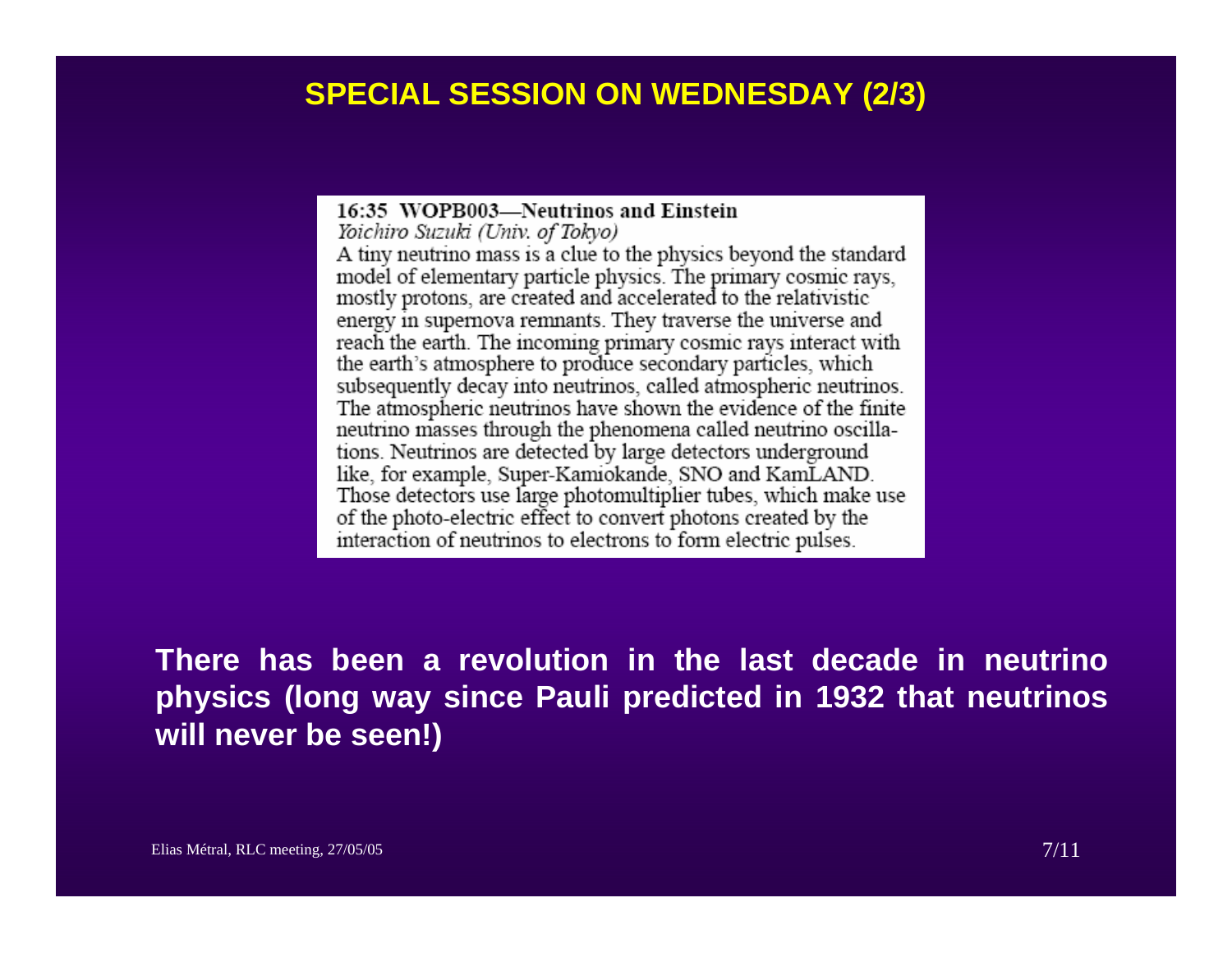# SPECIAL SESSION ON WEDNESDAY (2/3)

**16:35 WOPB003—Neutrinos and Einstein**

*Yoichiro Suzuki (Univ. of Tokyo)*

A tiny neutrino mass is a clue to the physics beyond the standard model of elementary particle physics. The primary cosmic rays, mostly protons, are created and accelerated to the relativistic energy in supernova remnants. They traverse the universe and reach the earth. The incoming primary cosmic rays interact with the earth's atmosphere to produce secondary particles, which subsequently decay into neutrinos, called atmospheric neutrinos. The atmospheric neutrinos have shown the evidence of the finite neutrino masses through the phenomena called neutrino oscillations. Neutrinos are detected by large detectors underground like, for example, Super-Kamiokande, SNO and KamLAND. Those detectors use large photomultiplier tubes, which make use of the photo-electric effect to convert photons created by the interaction of neutrinos to electrons to form electric pulses.

**There has been a revolution in the last decade in neutrino physics (long way since Pauli predicted in 1932 that neutrinos will never be seen!)**

Elias Métral, RLC meeting, 27/05/05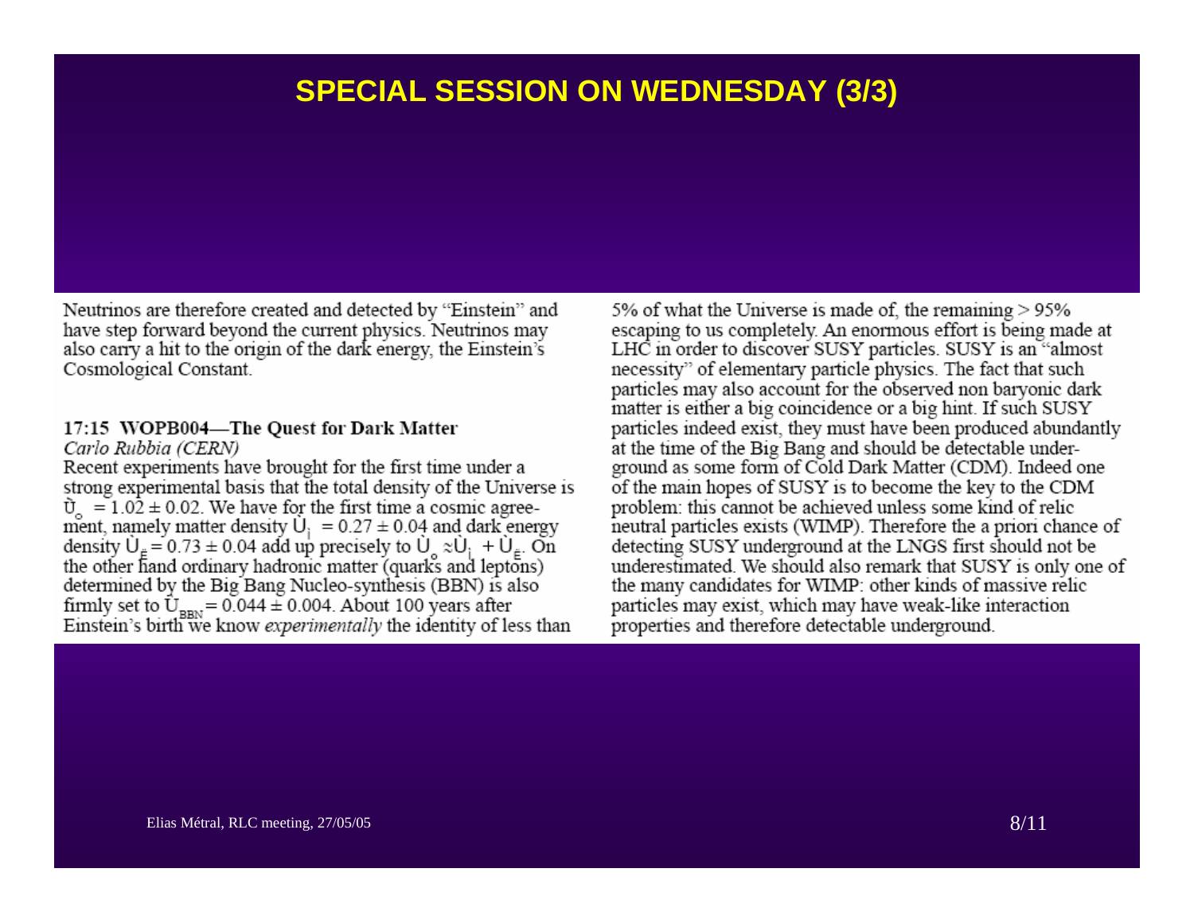# SPECIAL SESSION ON WEDNESDAY (3/3)

Neutrinos are therefore created and detected by "Einstein" and have step forward beyond the current physics. Neutrinos may also carry a hit to the origin of the dark energy, the Einstein's Cosmological Constant.

### 17:15 WOPB004—The Quest for Dark Matter

*Carlo Rubbia (CERN)*

Recent experiments have brought for the first time under a strong experimental basis that the total density of the Universe is $\Omega_o = 1.02 \pm 0.02$. We have for the first time a cosmic agreement, namely matter density $\Omega_m = 0.27 \pm 0.04$ and dark energy density $\Omega_\Lambda = 0.73 \pm 0.04$ add up precisely to $\Omega_o \approx \Omega_m + \Omega_\Lambda$. On the other hand ordinary hadronic matter (quarks and leptons) determined by the Big Bang Nucleo-synthesis (BBN) is also firmly set to $\Omega_{BBN} = 0.044 \pm 0.004$. About 100 years after Einstein's birth we know *experimentally* the identity of less than 5% of what the Universe is made of, the remaining > 95% escaping to us completely. An enormous effort is being made at LHC in order to discover SUSY particles. SUSY is an "almost necessity" of elementary particle physics. The fact that such particles may also account for the observed non baryonic dark matter is either a big coincidence or a big hint. If such SUSY particles indeed exist, they must have been produced abundantly at the time of the Big Bang and should be detectable underground as some form of Cold Dark Matter (CDM). Indeed one of the main hopes of SUSY is to become the key to the CDM problem: this cannot be achieved unless some kind of relic neutral particles exists (WIMP). Therefore the a priori chance of detecting SUSY underground at the LNGS first should not be underestimated. We should also remark that SUSY is only one of the many candidates for WIMP: other kinds of massive relic particles may exist, which may have weak-like interaction properties and therefore detectable underground.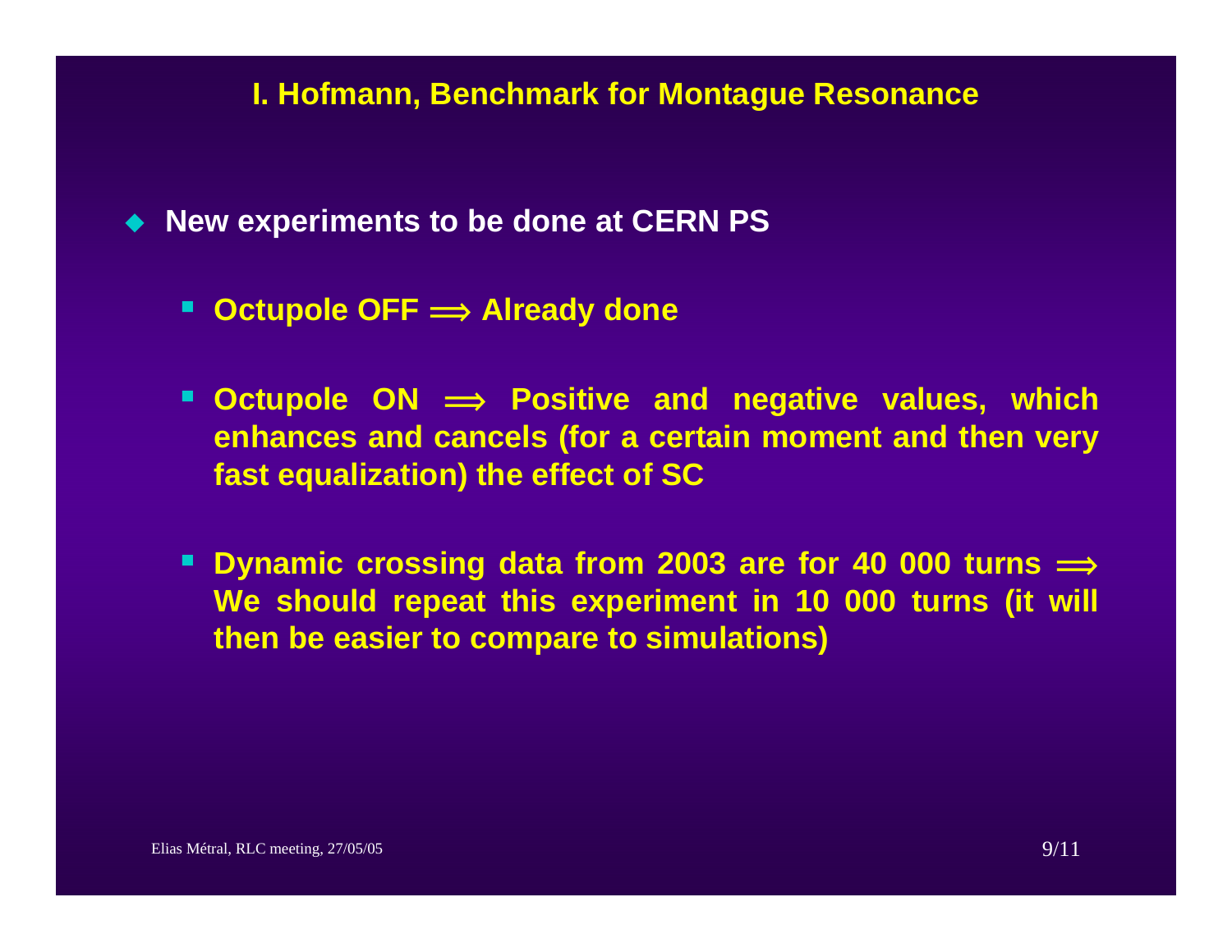## I. Hofmann, Benchmark for Montague Resonance

- **New experiments to be done at CERN PS**
  - **Octupole OFF $\Longrightarrow$ Already done**
  - **Octupole ON $\Longrightarrow$ Positive and negative values, which enhances and cancels (for a certain moment and then very fast equalization) the effect of SC**
  - **Dynamic crossing data from 2003 are for 40 000 turns $\Longrightarrow$ We should repeat this experiment in 10 000 turns (it will then be easier to compare to simulations)**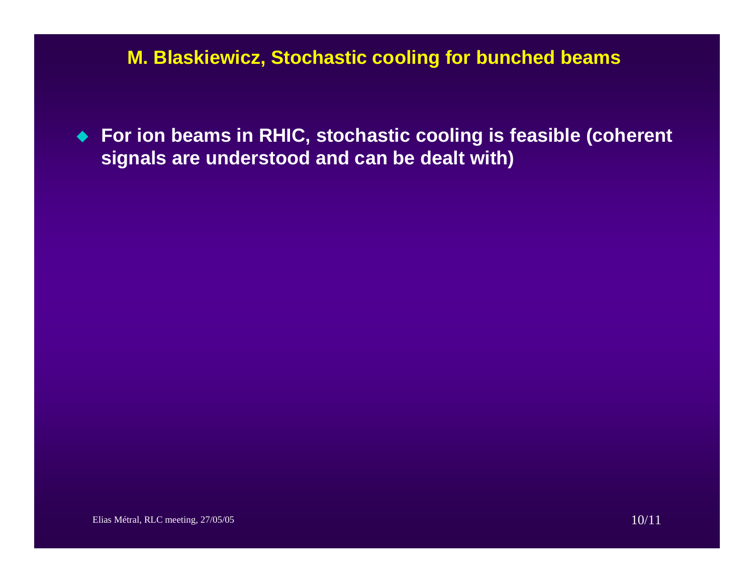## M. Blaskiewicz, Stochastic cooling for bunched beams

- **For ion beams in RHIC, stochastic cooling is feasible (coherent signals are understood and can be dealt with)**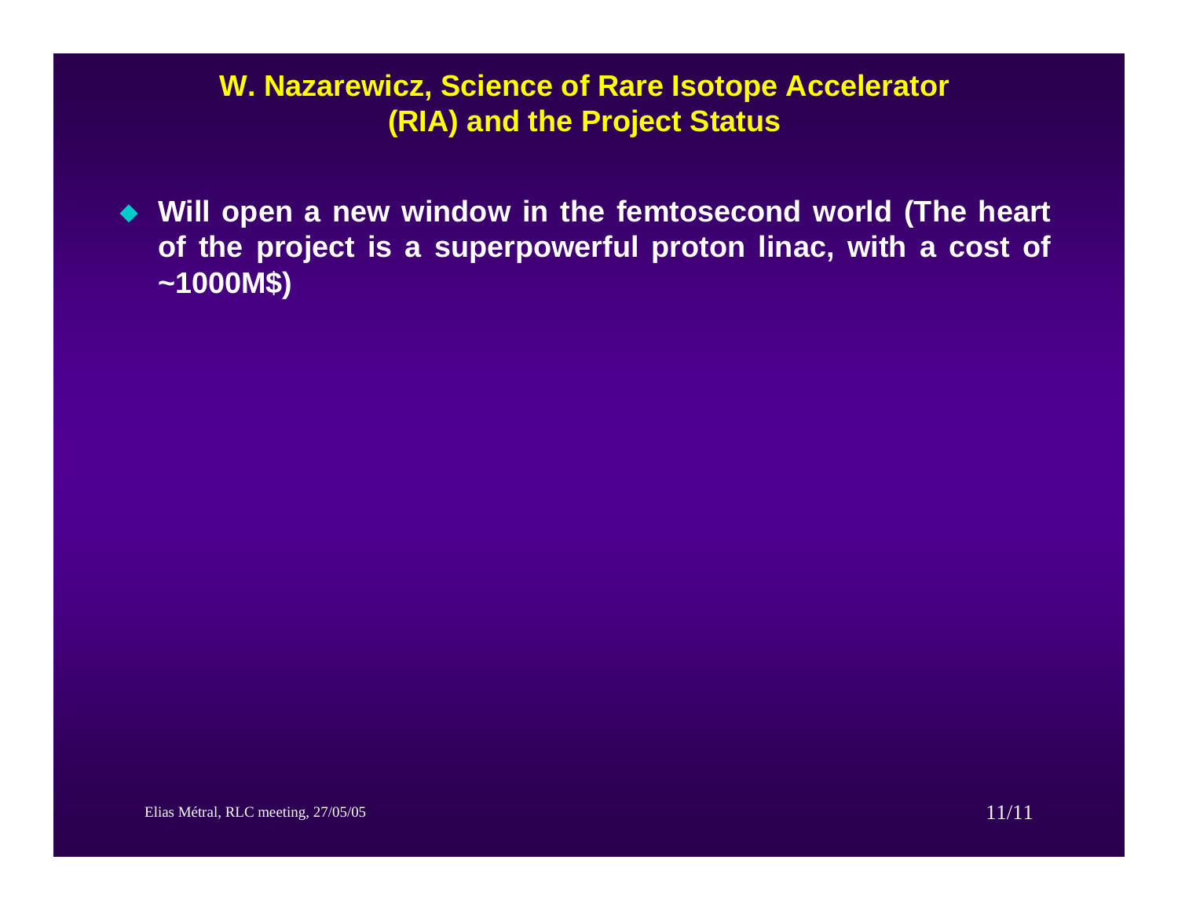# W. Nazarewicz, Science of Rare Isotope Accelerator (RIA) and the Project Status

- **Will open a new window in the femtosecond world (The heart of the project is a superpowerful proton linac, with a cost of ~1000M$)**